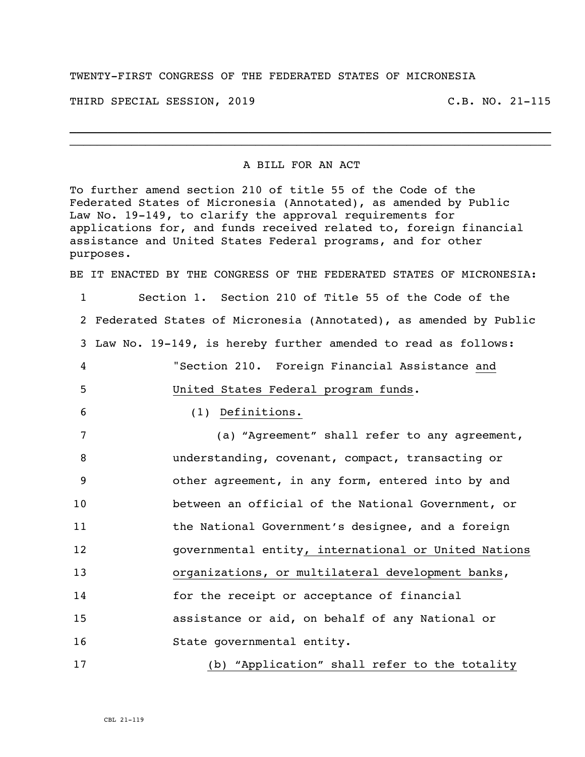TWENTY-FIRST CONGRESS OF THE FEDERATED STATES OF MICRONESIA

THIRD SPECIAL SESSION, 2019 C.B. NO. 21-115

---

A BILL FOR AN ACT

To further amend section 210 of title 55 of the Code of the Federated States of Micronesia (Annotated), as amended by Public Law No. 19-149, to clarify the approval requirements for applications for, and funds received related to, foreign financial assistance and United States Federal programs, and for other purposes.

BE IT ENACTED BY THE CONGRESS OF THE FEDERATED STATES OF MICRONESIA:

1 Section 1. Section 210 of Title 55 of the Code of the
2 Federated States of Micronesia (Annotated), as amended by Public
3 Law No. 19-149, is hereby further amended to read as follows:
4 "Section 210. Foreign Financial Assistance and
5 United States Federal program funds.
6 (1) Definitions.
7 (a) "Agreement" shall refer to any agreement,
8 understanding, covenant, compact, transacting or
9 other agreement, in any form, entered into by and
10 between an official of the National Government, or
11 the National Government's designee, and a foreign
12 governmental entity, international or United Nations
13 organizations, or multilateral development banks,
14 for the receipt or acceptance of financial
15 assistance or aid, on behalf of any National or
16 State governmental entity.
17 (b) "Application" shall refer to the totality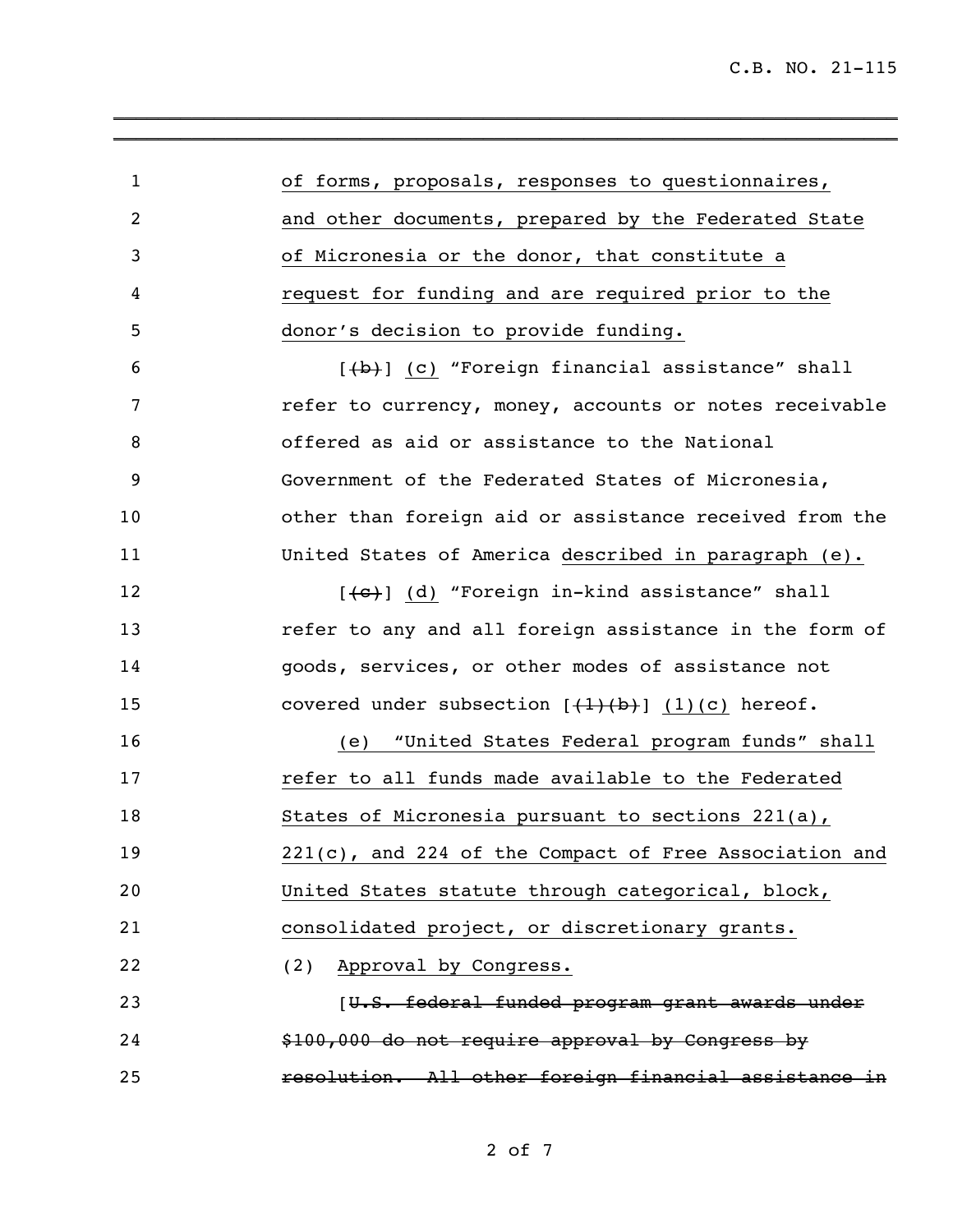of forms, proposals, responses to questionnaires, and other documents, prepared by the Federated State of Micronesia or the donor, that constitute a request for funding and are required prior to the donor's decision to provide funding.

[~~(b)~~] (c) "Foreign financial assistance" shall refer to currency, money, accounts or notes receivable offered as aid or assistance to the National Government of the Federated States of Micronesia, other than foreign aid or assistance received from the United States of America described in paragraph (e).

[~~(c)~~] (d) "Foreign in-kind assistance" shall refer to any and all foreign assistance in the form of goods, services, or other modes of assistance not covered under subsection [~~(1)(b)~~] (1)(c) hereof.

(e) "United States Federal program funds" shall refer to all funds made available to the Federated States of Micronesia pursuant to sections 221(a), 221(c), and 224 of the Compact of Free Association and United States statute through categorical, block, consolidated project, or discretionary grants.

(2) Approval by Congress.

[~~U.S. federal funded program grant awards under $100,000 do not require approval by Congress by resolution. All other foreign financial assistance in~~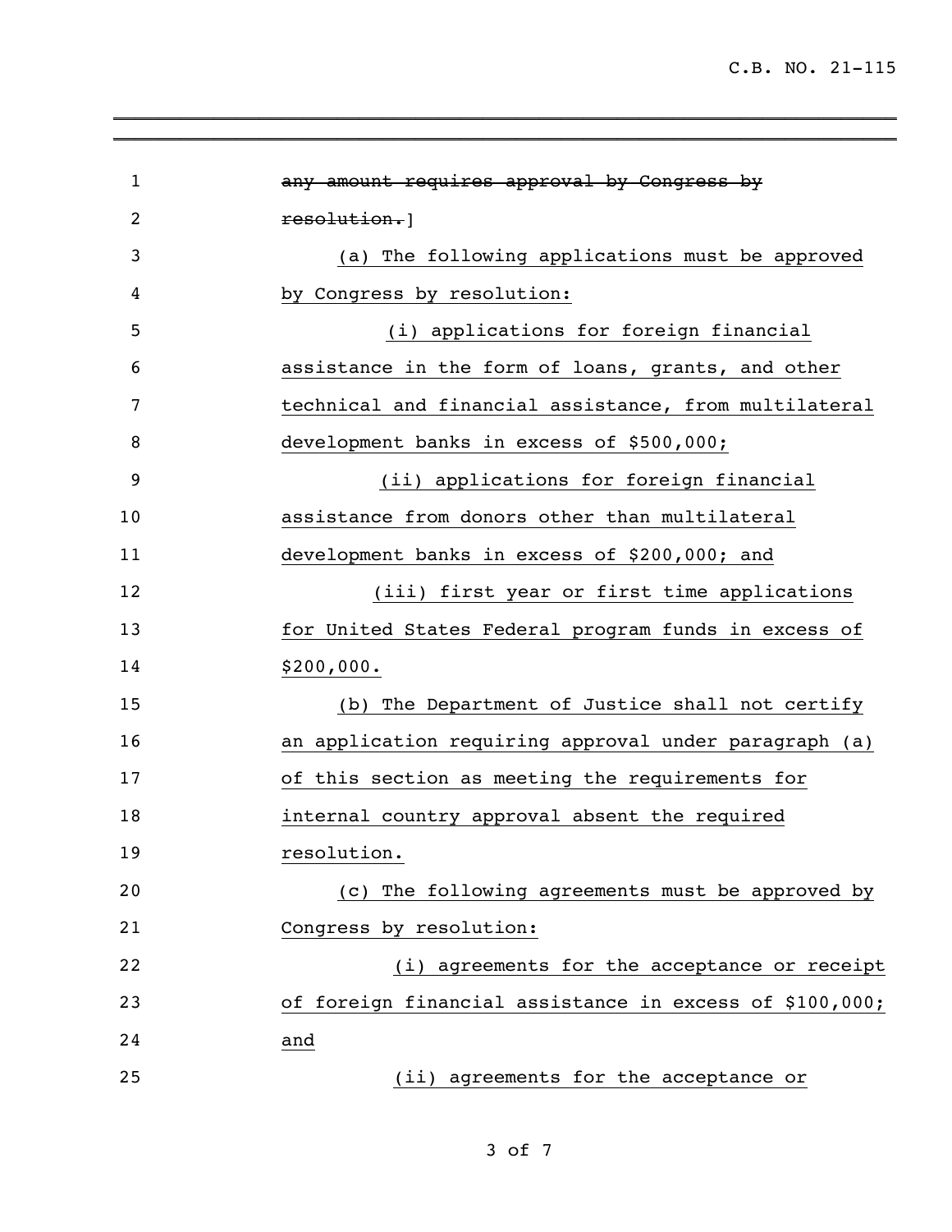~~any amount requires approval by Congress by resolution.~~]

(a) The following applications must be approved by Congress by resolution:

(i) applications for foreign financial assistance in the form of loans, grants, and other technical and financial assistance, from multilateral development banks in excess of $500,000;

(ii) applications for foreign financial assistance from donors other than multilateral development banks in excess of $200,000; and

(iii) first year or first time applications for United States Federal program funds in excess of $200,000.

(b) The Department of Justice shall not certify an application requiring approval under paragraph (a) of this section as meeting the requirements for internal country approval absent the required resolution.

(c) The following agreements must be approved by Congress by resolution:

(i) agreements for the acceptance or receipt of foreign financial assistance in excess of $100,000; and

(ii) agreements for the acceptance or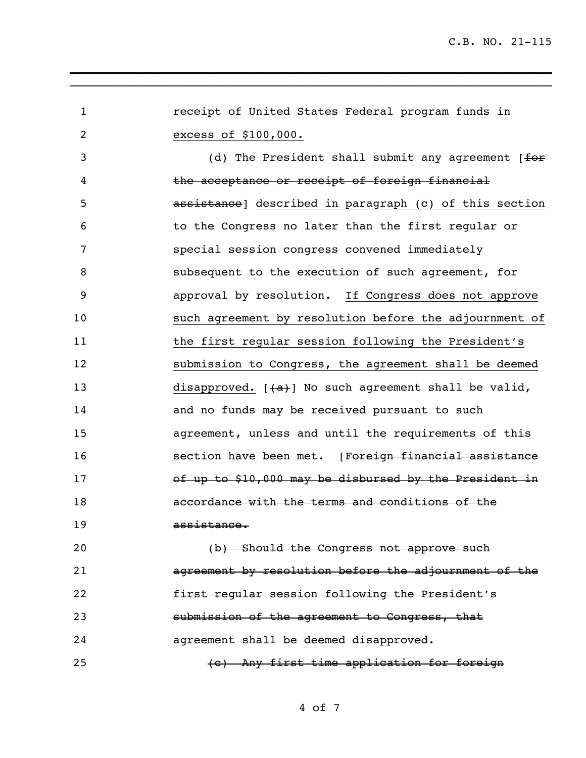receipt of United States Federal program funds in excess of $100,000.

(d) The President shall submit any agreement [~~for the acceptance or receipt of foreign financial assistance~~] described in paragraph (c) of this section to the Congress no later than the first regular or special session congress convened immediately subsequent to the execution of such agreement, for approval by resolution. If Congress does not approve such agreement by resolution before the adjournment of the first regular session following the President's submission to Congress, the agreement shall be deemed disapproved. [~~(a)~~] No such agreement shall be valid, and no funds may be received pursuant to such agreement, unless and until the requirements of this section have been met. [~~Foreign financial assistance of up to $10,000 may be disbursed by the President in accordance with the terms and conditions of the assistance.~~

~~(b) Should the Congress not approve such agreement by resolution before the adjournment of the first regular session following the President's submission of the agreement to Congress, that agreement shall be deemed disapproved.~~

~~(c) Any first time application for foreign~~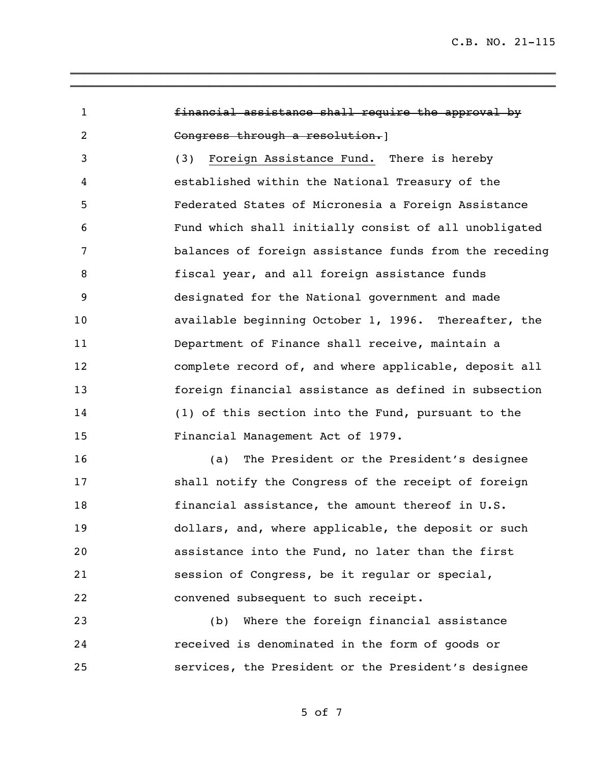~~financial assistance shall require the approval by Congress through a resolution.~~]

(3) Foreign Assistance Fund. There is hereby established within the National Treasury of the Federated States of Micronesia a Foreign Assistance Fund which shall initially consist of all unobligated balances of foreign assistance funds from the receding fiscal year, and all foreign assistance funds designated for the National government and made available beginning October 1, 1996. Thereafter, the Department of Finance shall receive, maintain a complete record of, and where applicable, deposit all foreign financial assistance as defined in subsection (1) of this section into the Fund, pursuant to the Financial Management Act of 1979.

(a) The President or the President's designee shall notify the Congress of the receipt of foreign financial assistance, the amount thereof in U.S. dollars, and, where applicable, the deposit or such assistance into the Fund, no later than the first session of Congress, be it regular or special, convened subsequent to such receipt.

(b) Where the foreign financial assistance received is denominated in the form of goods or services, the President or the President's designee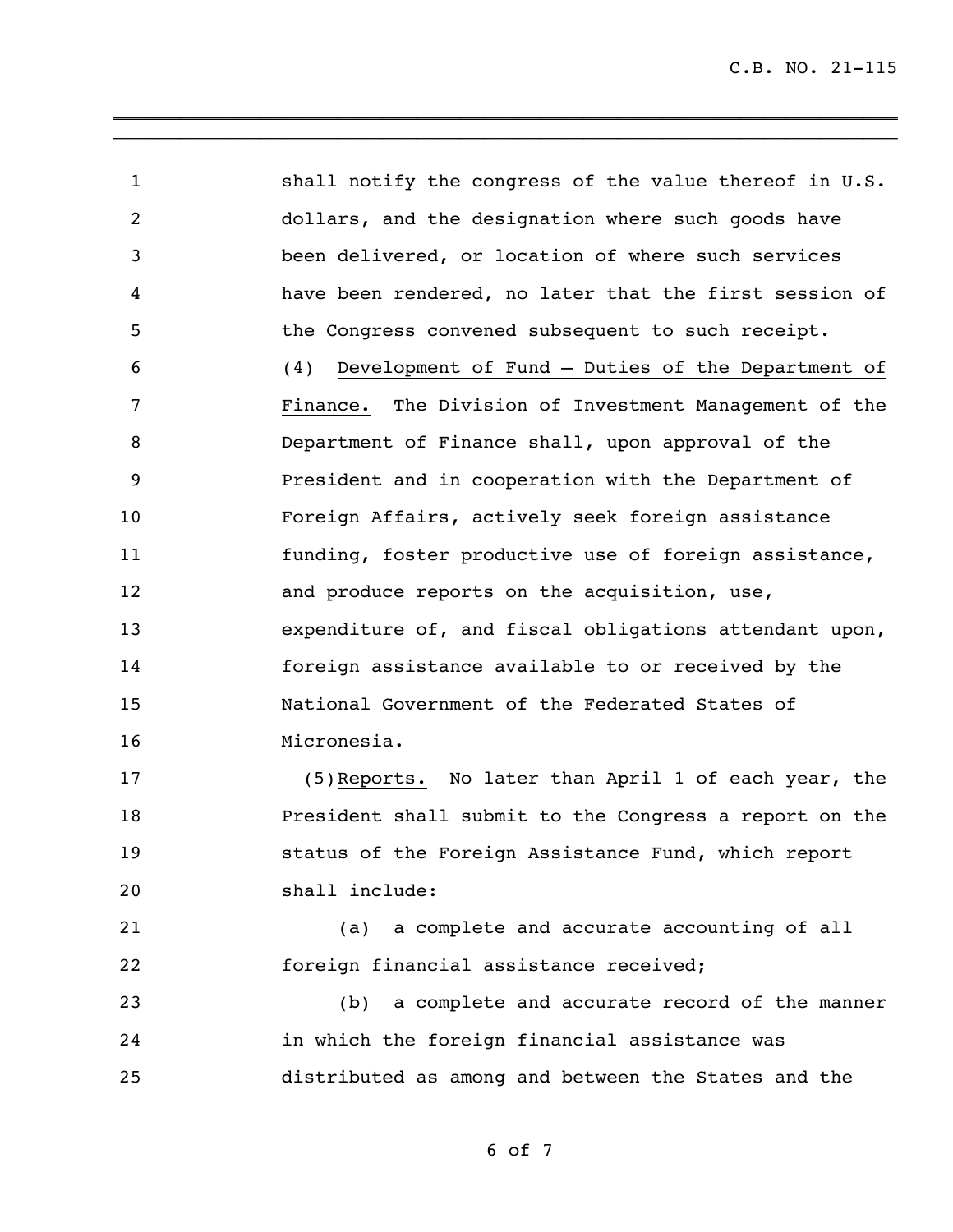shall notify the congress of the value thereof in U.S. dollars, and the designation where such goods have been delivered, or location of where such services have been rendered, no later that the first session of the Congress convened subsequent to such receipt.

(4) Development of Fund – Duties of the Department of Finance. The Division of Investment Management of the Department of Finance shall, upon approval of the President and in cooperation with the Department of Foreign Affairs, actively seek foreign assistance funding, foster productive use of foreign assistance, and produce reports on the acquisition, use, expenditure of, and fiscal obligations attendant upon, foreign assistance available to or received by the National Government of the Federated States of Micronesia.

(5) Reports. No later than April 1 of each year, the President shall submit to the Congress a report on the status of the Foreign Assistance Fund, which report shall include:

(a) a complete and accurate accounting of all foreign financial assistance received;

(b) a complete and accurate record of the manner in which the foreign financial assistance was distributed as among and between the States and the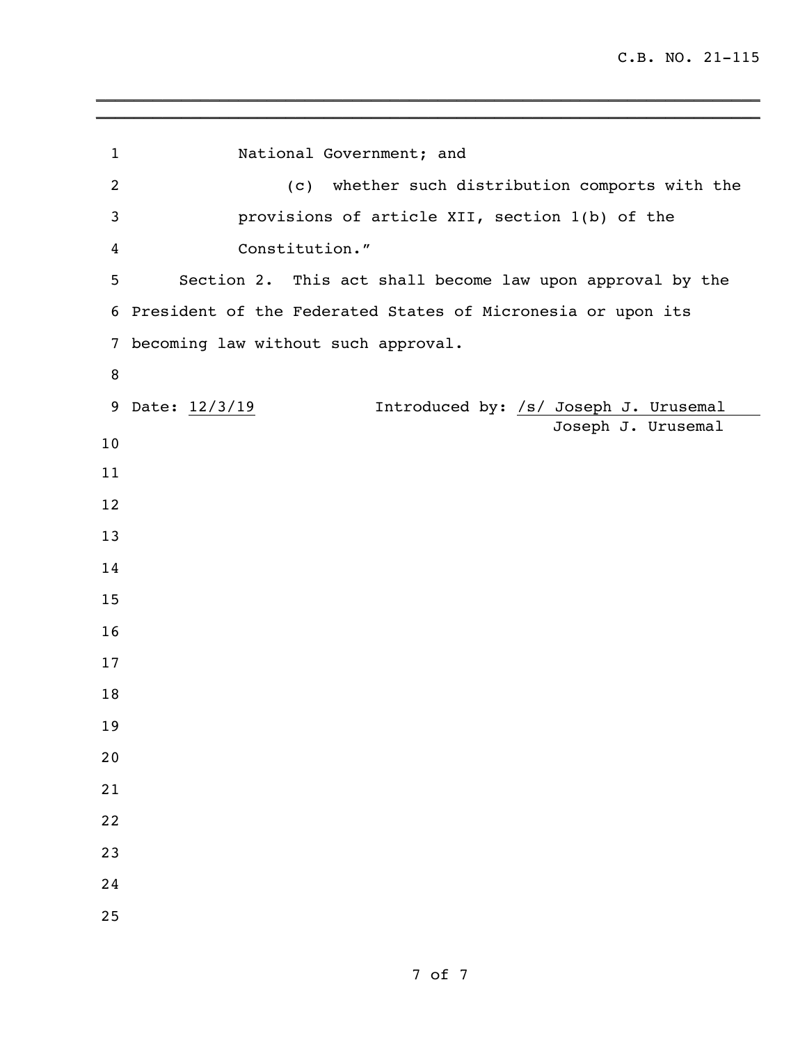National Government; and

(c) whether such distribution comports with the provisions of article XII, section 1(b) of the Constitution."

Section 2. This act shall become law upon approval by the President of the Federated States of Micronesia or upon its becoming law without such approval.

Date: 12/3/19

Introduced by: /s/ Joseph J. Urusemal
Joseph J. Urusemal